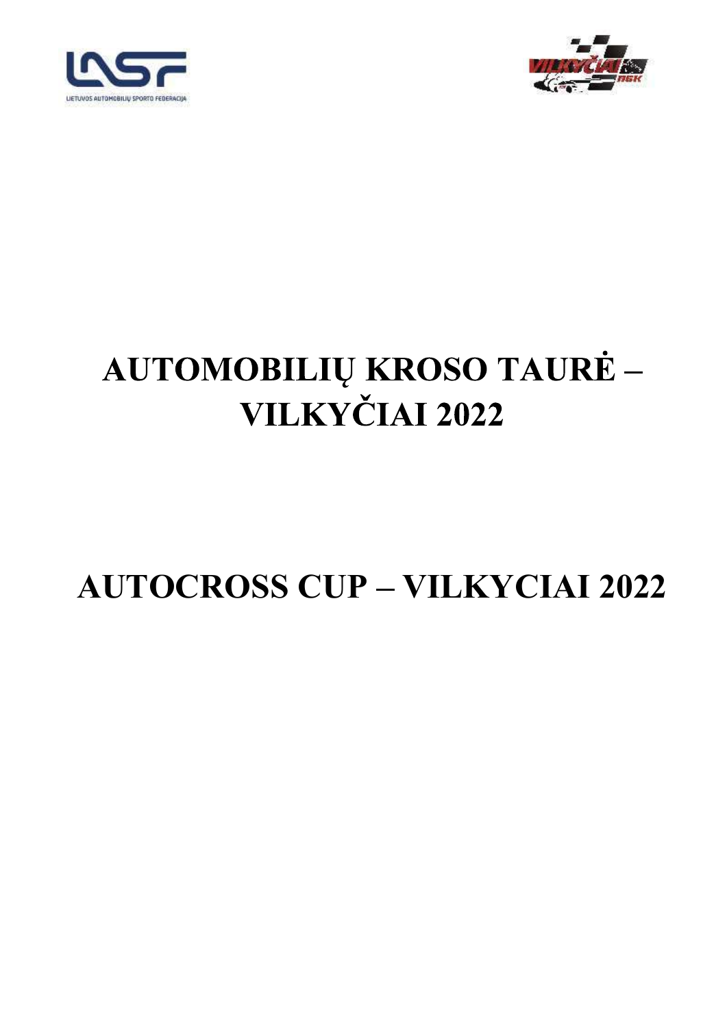# AUTOMOBILIŲ KROSO TAURĖ – VILKYČIAI 2022

# AUTOCROSS CUP – VILKYCIAI 2022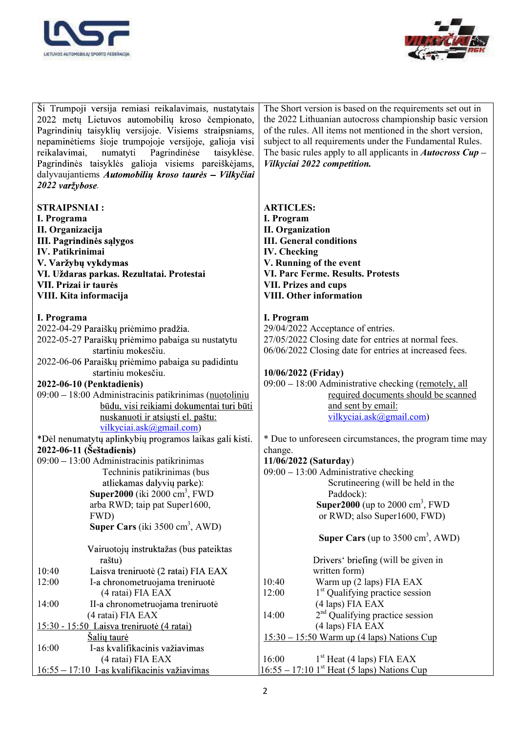Ši Trumpoji versija remiasi reikalavimais, nustatytais 2022 metų Lietuvos automobilių kroso čempionato, Pagrindinių taisyklių versijoje. Visiems straipsniams, nepaminėtiems šioje trumpojoje versijoje, galioja visi reikalavimai, numatyti Pagrindinėse taisyklėse. Pagrindinės taisyklės galioja visiems pareiškėjams, dalyvaujantiems ***Automobilių kroso taurės – Vilkyčiai 2022*** *varžybose*.

The Short version is based on the requirements set out in the 2022 Lithuanian autocross championship basic version of the rules. All items not mentioned in the short version, subject to all requirements under the Fundamental Rules. The basic rules apply to all applicants in ***Autocross Cup – Vilkyciai 2022 competition.***

**STRAIPSNIAI :**
**I. Programa**
**II. Organizacija**
**III. Pagrindinės sąlygos**
**IV. Patikrinimai**
**V. Varžybų vykdymas**
**VI. Uždaras parkas. Rezultatai. Protestai**
**VII. Prizai ir taurės**
**VIII. Kita informacija**

**ARTICLES:**
**I. Program**
**II. Organization**
**III. General conditions**
**IV. Checking**
**V. Running of the event**
**VI. Parc Ferme. Results. Protests**
**VII. Prizes and cups**
**VIII. Other information**

**I. Programa**

2022-04-29 Paraiškų priėmimo pradžia.
2022-05-27 Paraiškų priėmimo pabaiga su nustatytu startiniu mokesčiu.
2022-06-06 Paraiškų priėmimo pabaiga su padidintu startiniu mokesčiu.

**2022-06-10 (Penktadienis)**
09:00 – 18:00 Administracinis patikrinimas (nuotoliniu būdu, visi reikiami dokumentai turi būti nuskanuoti ir atsiųsti el. paštu: vilkyciai.ask@gmail.com)

*Dėl nenumatytų aplinkybių programos laikas gali kisti.

**2022-06-11 (Šeštadienis)**
09:00 – 13:00 Administracinis patikrinimas
Techninis patikrinimas (bus atliekamas dalyvių parke):
**Super2000** (iki 2000 cm$^3$, FWD arba RWD; taip pat Super1600, FWD)
**Super Cars** (iki 3500 cm$^3$, AWD)

Vairuotojų instruktažas (bus pateiktas raštu)

10:40 Laisva treniruotė (2 ratai) FIA EAX
12:00 I-a chronometruojama treniruotė (4 ratai) FIA EAX
14:00 II-a chronometruojama treniruotė (4 ratai) FIA EAX
15:30 - 15:50 Laisva treniruotė (4 ratai) Šalių taurė
16:00 I-as kvalifikacinis važiavimas (4 ratai) FIA EAX
16:55 – 17:10 I-as kvalifikacinis važiavimas

**I. Program**

29/04/2022 Acceptance of entries.
27/05/2022 Closing date for entries at normal fees.
06/06/2022 Closing date for entries at increased fees.

**10/06/2022 (Friday)**
09:00 – 18:00 Administrative checking (remotely, all required documents should be scanned and sent by email: vilkyciai.ask@gmail.com)

* Due to unforeseen circumstances, the program time may change.

**11/06/2022 (Saturday)**
09:00 – 13:00 Administrative checking
Scrutineering (will be held in the Paddock):
**Super2000** (up to 2000 cm$^3$, FWD or RWD; also Super1600, FWD)
**Super Cars** (up to 3500 cm$^3$, AWD)

Drivers‘ briefing (will be given in written form)

10:40 Warm up (2 laps) FIA EAX
12:00 1st Qualifying practice session (4 laps) FIA EAX
14:00 2nd Qualifying practice session (4 laps) FIA EAX
15:30 – 15:50 Warm up (4 laps) Nations Cup
16:00 1st Heat (4 laps) FIA EAX
16:55 – 17:10 1st Heat (5 laps) Nations Cup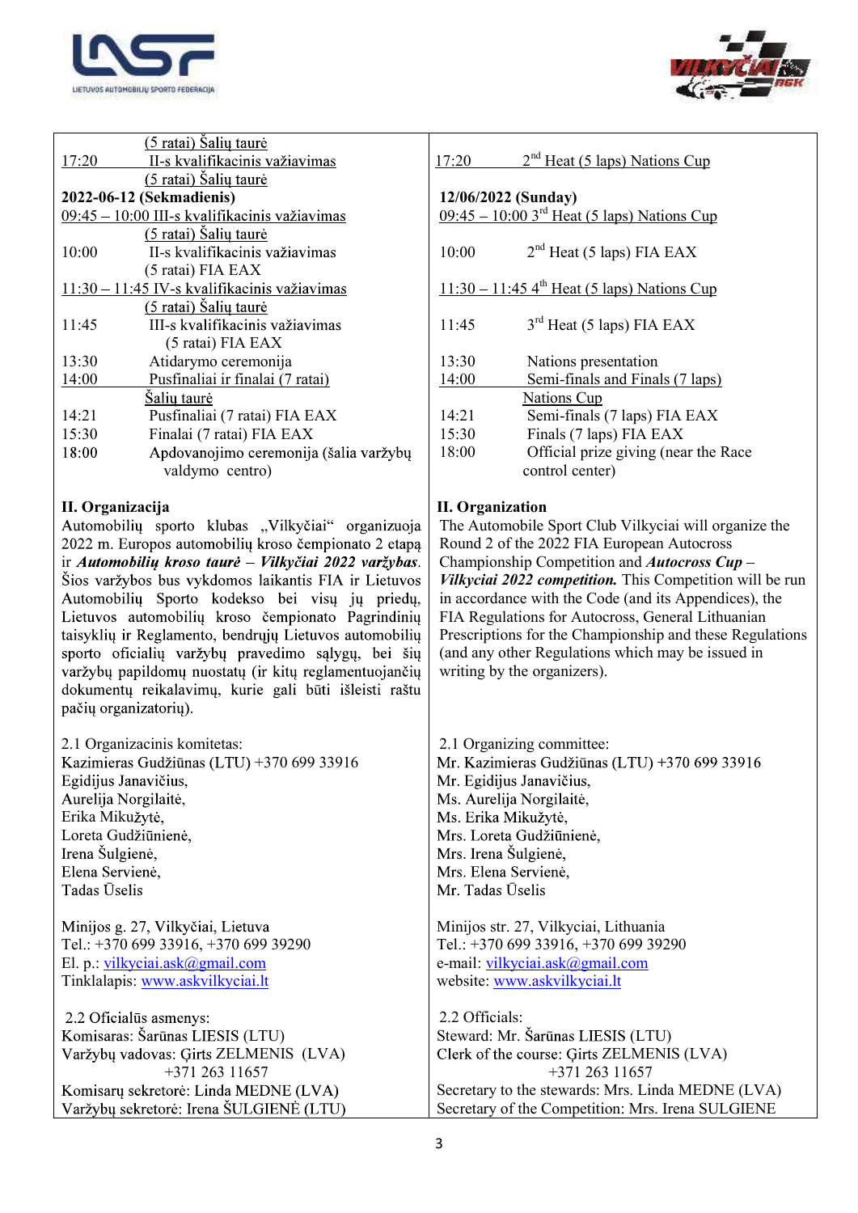| | |
|---|---|
| (5 ratai) Šalių taurė<br>17:20 II-s kvalifikacinis važiavimas (5 ratai) Šalių taurė | 17:20 2[nd] Heat (5 laps) Nations Cup |
| **2022-06-12 (Sekmadienis)**<br>09:45 – 10:00 III-s kvalifikacinis važiavimas (5 ratai) Šalių taurė<br>10:00 II-s kvalifikacinis važiavimas (5 ratai) FIA EAX<br>11:30 – 11:45 IV-s kvalifikacinis važiavimas (5 ratai) Šalių taurė<br>11:45 III-s kvalifikacinis važiavimas (5 ratai) FIA EAX<br>13:30 Atidarymo ceremonija<br>14:00 Pusfinaliai ir finalai (7 ratai) Šalių taurė<br>14:21 Pusfinaliai (7 ratai) FIA EAX<br>15:30 Finalai (7 ratai) FIA EAX<br>18:00 Apdovanojimo ceremonija (šalia varžybų valdymo centro) | **12/06/2022 (Sunday)**<br>09:45 – 10:00 3[rd] Heat (5 laps) Nations Cup<br>10:00 2[nd] Heat (5 laps) FIA EAX<br>11:30 – 11:45 4[th] Heat (5 laps) Nations Cup<br>11:45 3[rd] Heat (5 laps) FIA EAX<br>13:30 Nations presentation<br>14:00 Semi-finals and Finals (7 laps) Nations Cup<br>14:21 Semi-finals (7 laps) FIA EAX<br>15:30 Finals (7 laps) FIA EAX<br>18:00 Official prize giving (near the Race control center) |
| **II. Organizacija**<br>Automobilių sporto klubas „Vilkyčiai" organizuoja 2022 m. Europos automobilių kroso čempionato 2 etapą ir ***Automobilių kroso taurė – Vilkyčiai 2022 varžybas***. Šios varžybos bus vykdomos laikantis FIA ir Lietuvos Automobilių Sporto kodekso bei visų jų priedų, Lietuvos automobilių kroso čempionato Pagrindinių taisyklių ir Reglamento, bendrųjų Lietuvos automobilių sporto oficialių varžybų pravedimo sąlygų, bei šių varžybų papildomų nuostatų (ir kitų reglamentuojančių dokumentų reikalavimų, kurie gali būti išleisti raštu pačių organizatorių). | **II. Organization**<br>The Automobile Sport Club Vilkyciai will organize the Round 2 of the 2022 FIA European Autocross Championship Competition and ***Autocross Cup – Vilkyciai 2022 competition.*** This Competition will be run in accordance with the Code (and its Appendices), the FIA Regulations for Autocross, General Lithuanian Prescriptions for the Championship and these Regulations (and any other Regulations which may be issued in writing by the organizers). |
| 2.1 Organizacinis komitetas:<br>Kazimieras Gudžiūnas (LTU) +370 699 33916<br>Egidijus Janavičius,<br>Aurelija Norgilaitė,<br>Erika Mikužytė,<br>Loreta Gudžiūnienė,<br>Irena Šulgienė,<br>Elena Servienė,<br>Tadas Ūselis | 2.1 Organizing committee:<br>Mr. Kazimieras Gudžiūnas (LTU) +370 699 33916<br>Mr. Egidijus Janavičius,<br>Ms. Aurelija Norgilaitė,<br>Ms. Erika Mikužytė,<br>Mrs. Loreta Gudžiūnienė,<br>Mrs. Irena Šulgienė,<br>Mrs. Elena Servienė,<br>Mr. Tadas Ūselis |
| Minijos g. 27, Vilkyčiai, Lietuva<br>Tel.: +370 699 33916, +370 699 39290<br>El. p.: vilkyciai.ask@gmail.com<br>Tinklalapis: www.askvilkyciai.lt | Minijos str. 27, Vilkyciai, Lithuania<br>Tel.: +370 699 33916, +370 699 39290<br>e-mail: vilkyciai.ask@gmail.com<br>website: www.askvilkyciai.lt |
| 2.2 Oficialūs asmenys:<br>Komisaras: Šarūnas LIESIS (LTU)<br>Varžybų vadovas: Ģirts ZELMENIS (LVA) +371 263 11657<br>Komisarų sekretorė: Linda MEDNE (LVA)<br>Varžybų sekretorė: Irena ŠULGIENĖ (LTU) | 2.2 Officials:<br>Steward: Mr. Šarūnas LIESIS (LTU)<br>Clerk of the course: Ģirts ZELMENIS (LVA) +371 263 11657<br>Secretary to the stewards: Mrs. Linda MEDNE (LVA)<br>Secretary of the Competition: Mrs. Irena SULGIENE |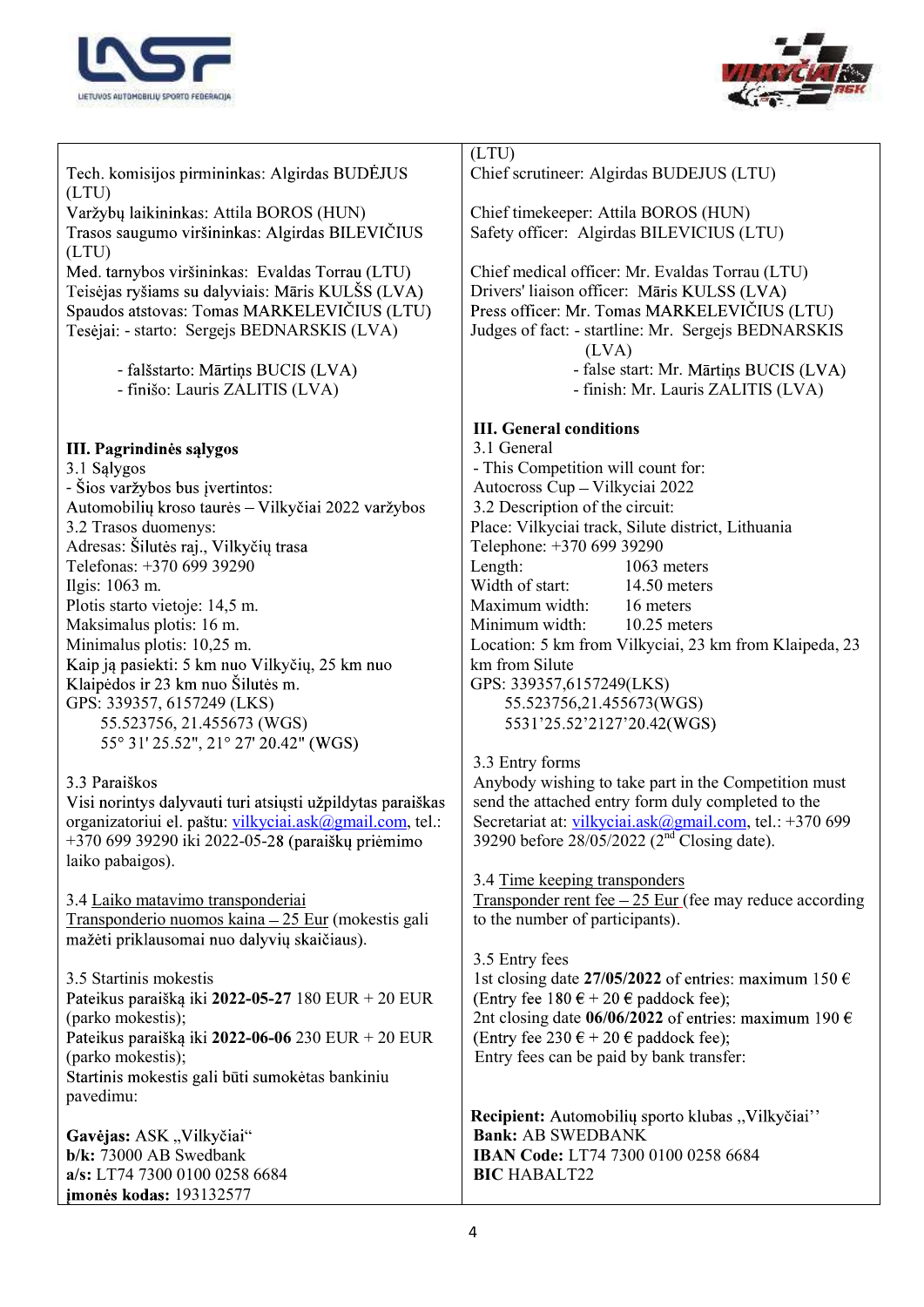| | |
|---|---|
| Tech. komisijos pirmininkas: Algirdas BUDĖJUS (LTU)<br>Varžybų laikininkas: Attila BOROS (HUN)<br>Trasos saugumo viršininkas: Algirdas BILEVIČIUS (LTU)<br>Med. tarnybos viršininkas: Evaldas Torrau (LTU)<br>Teisėjas ryšiams su dalyviais: Māris KULŠS (LVA)<br>Spaudos atstovas: Tomas MARKELEVIČIUS (LTU)<br>Tesėjai: - starto: Sergejs BEDNARSKIS (LVA)<br>- falšstarto: Mārtiņs BUCIS (LVA)<br>- finišo: Lauris ZALITIS (LVA) | (LTU)<br>Chief scrutineer: Algirdas BUDEJUS (LTU)<br><br>Chief timekeeper: Attila BOROS (HUN)<br>Safety officer: Algirdas BILEVICIUS (LTU)<br><br>Chief medical officer: Mr. Evaldas Torrau (LTU)<br>Drivers' liaison officer: Māris KULSS (LVA)<br>Press officer: Mr. Tomas MARKELEVIČIUS (LTU)<br>Judges of fact: - startline: Mr. Sergejs BEDNARSKIS (LVA)<br>- false start: Mr. Mārtiņs BUCIS (LVA)<br>- finish: Mr. Lauris ZALITIS (LVA) |
| **III. Pagrindinės sąlygos**<br>3.1 Sąlygos<br>- Šios varžybos bus įvertintos:<br>Automobilių kroso taurės – Vilkyčiai 2022 varžybos<br>3.2 Trasos duomenys:<br>Adresas: Šilutės raj., Vilkyčių trasa<br>Telefonas: +370 699 39290<br>Ilgis: 1063 m.<br>Plotis starto vietoje: 14,5 m.<br>Maksimalus plotis: 16 m.<br>Minimalus plotis: 10,25 m.<br>Kaip ją pasiekti: 5 km nuo Vilkyčių, 25 km nuo Klaipėdos ir 23 km nuo Šilutės m.<br>GPS: 339357, 6157249 (LKS)<br>55.523756, 21.455673 (WGS)<br>55° 31' 25.52", 21° 27' 20.42" (WGS) | **III. General conditions**<br>3.1 General<br>- This Competition will count for:<br>Autocross Cup – Vilkyciai 2022<br>3.2 Description of the circuit:<br>Place: Vilkyciai track, Silute district, Lithuania<br>Telephone: +370 699 39290<br>Length: 1063 meters<br>Width of start: 14.50 meters<br>Maximum width: 16 meters<br>Minimum width: 10.25 meters<br>Location: 5 km from Vilkyciai, 23 km from Klaipeda, 23 km from Silute<br>GPS: 339357,6157249(LKS)<br>55.523756,21.455673(WGS)<br>5531'25.52'2127'20.42(WGS) |
| 3.3 Paraiškos<br>Visi norintys dalyvauti turi atsiųsti užpildytas paraiškas organizatoriui el. paštu: vilkyciai.ask@gmail.com, tel.: +370 699 39290 iki 2022-05-28 (paraiškų priėmimo laiko pabaigos). | 3.3 Entry forms<br>Anybody wishing to take part in the Competition must send the attached entry form duly completed to the Secretariat at: vilkyciai.ask@gmail.com, tel.: +370 699 39290 before 28/05/2022 (2nd Closing date). |
| 3.4 Laiko matavimo transponderiai<br>Transponderio nuomos kaina – 25 Eur (mokestis gali mažėti priklausomai nuo dalyvių skaičiaus). | 3.4 Time keeping transponders<br>Transponder rent fee – 25 Eur (fee may reduce according to the number of participants). |
| 3.5 Startinis mokestis<br>Pateikus paraišką iki **2022-05-27** 180 EUR + 20 EUR (parko mokestis);<br>Pateikus paraišką iki **2022-06-06** 230 EUR + 20 EUR (parko mokestis);<br>Startinis mokestis gali būti sumokėtas bankiniu pavedimu: | 3.5 Entry fees<br>1st closing date **27/05/2022** of entries: maximum 150 €<br>(Entry fee 180 € + 20 € paddock fee);<br>2nt closing date **06/06/2022** of entries: maximum 190 €<br>(Entry fee 230 € + 20 € paddock fee);<br>Entry fees can be paid by bank transfer: |
| **Gavėjas:** ASK „Vilkyčiai“<br>**b/k:** 73000 AB Swedbank<br>**a/s:** LT74 7300 0100 0258 6684<br>**įmonės kodas:** 193132577 | **Recipient:** Automobilių sporto klubas „Vilkyčiai''<br>**Bank:** AB SWEDBANK<br>**IBAN Code:** LT74 7300 0100 0258 6684<br>**BIC** HABALT22 |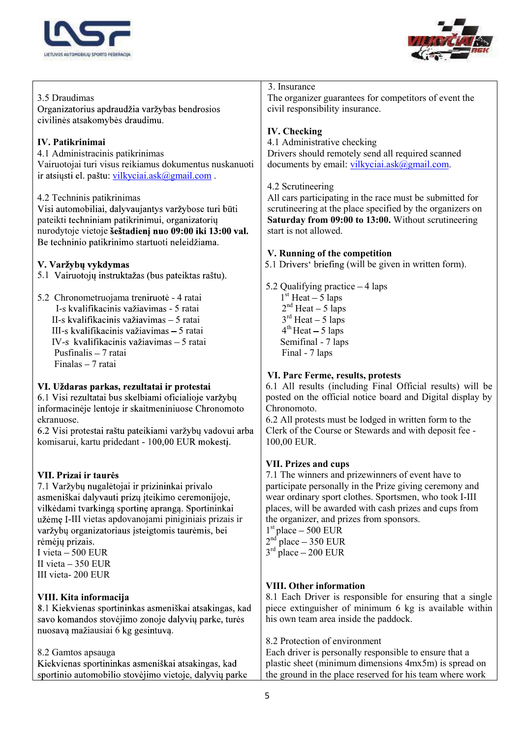3.5 Draudimas
Organizatorius apdraudžia varžybas bendrosios civilinės atsakomybės draudimu.

**IV. Patikrinimai**
4.1 Administracinis patikrinimas
Vairuotojai turi visus reikiamus dokumentus nuskanuoti ir atsiųsti el. paštu: vilkyciai.ask@gmail.com .

4.2 Techninis patikrinimas
Visi automobiliai, dalyvaujantys varžybose turi būti pateikti techniniam patikrinimui, organizatorių nurodytoje vietoje **šeštadienį nuo 09:00 iki 13:00 val.** Be techninio patikrinimo startuoti neleidžiama.

**V. Varžybų vykdymas**
5.1 Vairuotojų instruktažas (bus pateiktas raštu).

5.2 Chronometruojama treniruotė - 4 ratai
I-s kvalifikacinis važiavimas - 5 ratai
II-s kvalifikacinis važiavimas – 5 ratai
III-s kvalifikacinis važiavimas – 5 ratai
IV-s kvalifikacinis važiavimas – 5 ratai
Pusfinalis – 7 ratai
Finalas – 7 ratai

**VI. Uždaras parkas, rezultatai ir protestai**
6.1 Visi rezultatai bus skelbiami oficialioje varžybų informacinėje lentoje ir skaitmeniniuose Chronomoto ekranuose.
6.2 Visi protestai raštu pateikiami varžybų vadovui arba komisarui, kartu pridedant - 100,00 EUR mokestį.

**VII. Prizai ir taurės**
7.1 Varžybų nugalėtojai ir prizininkai privalo asmeniškai dalyvauti prizų įteikimo ceremonijoje, vilkėdami tvarkingą sportinę aprangą. Sportininkai užėmę I-III vietas apdovanojami piniginiais prizais ir varžybų organizatoriaus įsteigtomis taurėmis, bei rėmėjų prizais.
I vieta – 500 EUR
II vieta – 350 EUR
III vieta- 200 EUR

**VIII. Kita informacija**
8.1 Kiekvienas sportininkas asmeniškai atsakingas, kad savo komandos stovėjimo zonoje dalyvių parke, turės nuosavą mažiausiai 6 kg gesintuvą.

8.2 Gamtos apsauga
Kiekvienas sportininkas asmeniškai atsakingas, kad sportinio automobilio stovėjimo vietoje, dalyvių parke

3. Insurance
The organizer guarantees for competitors of event the civil responsibility insurance.

**IV. Checking**
4.1 Administrative checking
Drivers should remotely send all required scanned documents by email: vilkyciai.ask@gmail.com.

4.2 Scrutineering
All cars participating in the race must be submitted for scrutineering at the place specified by the organizers on **Saturday from 09:00 to 13:00.** Without scrutineering start is not allowed.

**V. Running of the competition**
5.1 Drivers‘ briefing (will be given in written form).

5.2 Qualifying practice – 4 laps
1st Heat – 5 laps
2nd Heat – 5 laps
3rd Heat – 5 laps
4th Heat – 5 laps
Semifinal - 7 laps
Final - 7 laps

**VI. Parc Ferme, results, protests**
6.1 All results (including Final Official results) will be posted on the official notice board and Digital display by Chronomoto.
6.2 All protests must be lodged in written form to the Clerk of the Course or Stewards and with deposit fee - 100,00 EUR.

**VII. Prizes and cups**
7.1 The winners and prizewinners of event have to participate personally in the Prize giving ceremony and wear ordinary sport clothes. Sportsmen, who took I-III places, will be awarded with cash prizes and cups from the organizer, and prizes from sponsors.
1st place – 500 EUR
2nd place – 350 EUR
3rd place – 200 EUR

**VIII. Other information**
8.1 Each Driver is responsible for ensuring that a single piece extinguisher of minimum 6 kg is available within his own team area inside the paddock.

8.2 Protection of environment
Each driver is personally responsible to ensure that a plastic sheet (minimum dimensions 4mx5m) is spread on the ground in the place reserved for his team where work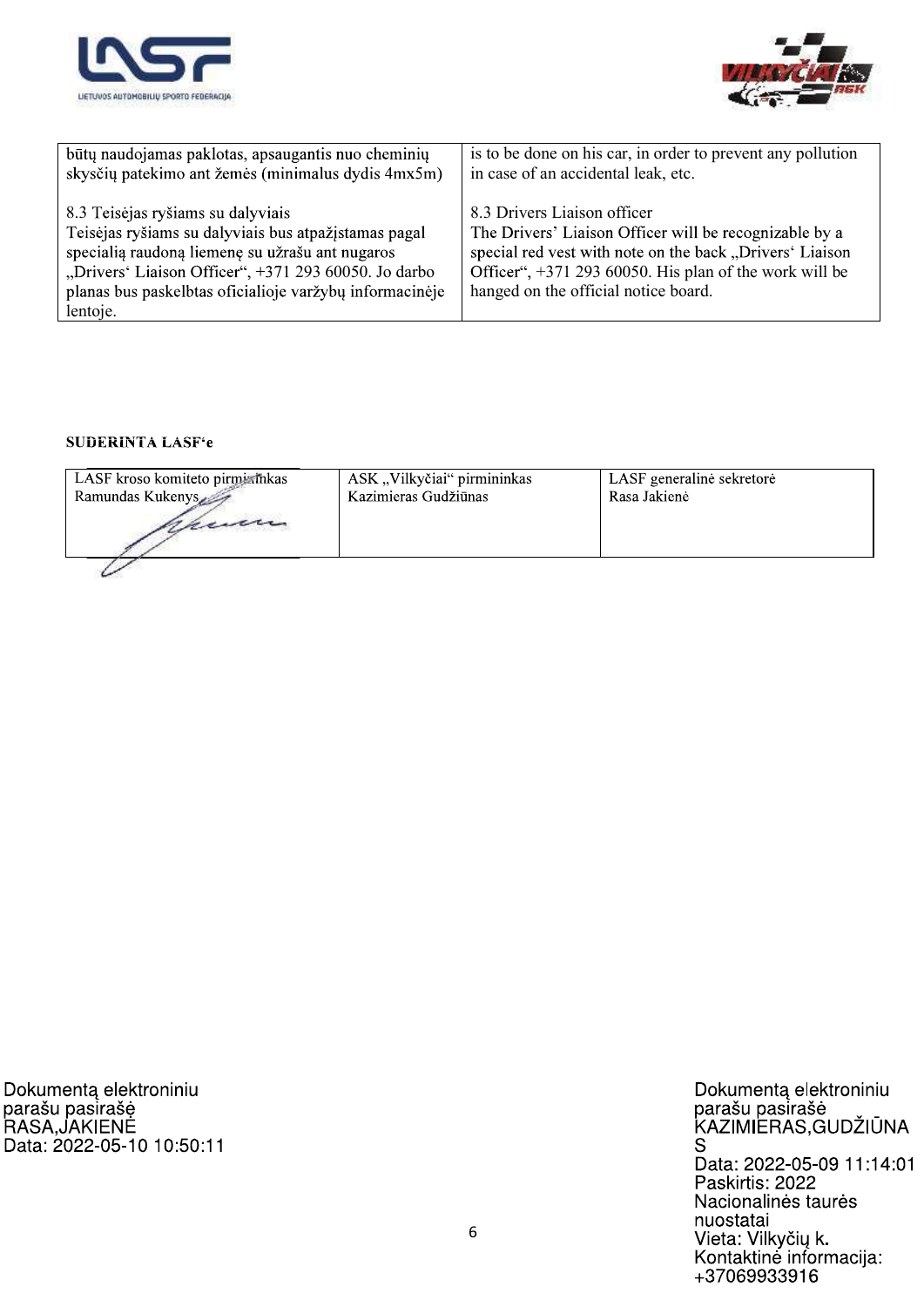| | |
|---|---|
| būtų naudojamas paklotas, apsaugantis nuo cheminių skysčių patekimo ant žemės (minimalus dydis 4mx5m)<br><br>8.3 Teisėjas ryšiams su dalyviais<br>Teisėjas ryšiams su dalyviais bus atpažįstamas pagal specialią raudoną liemenę su užrašu ant nugaros „Drivers' Liaison Officer", +371 293 60050. Jo darbo planas bus paskelbtas oficialioje varžybų informacinėje lentoje. | is to be done on his car, in order to prevent any pollution in case of an accidental leak, etc.<br><br>8.3 Drivers Liaison officer<br>The Drivers' Liaison Officer will be recognizable by a special red vest with note on the back „Drivers' Liaison Officer", +371 293 60050. His plan of the work will be hanged on the official notice board. |

**SUDERINTA LASF'e**

| | | |
|---|---|---|
| LASF kroso komiteto pirmininkas<br>Ramundas Kukenys | ASK „Vilkyčiai" pirmininkas<br>Kazimieras Gudžiūnas | LASF generalinė sekretorė<br>Rasa Jakienė |

Dokumentą elektroniniu parašu pasirašė
RASA,JAKIENĖ
Data: 2022-05-10 10:50:11

Dokumentą elektroniniu parašu pasirašė
KAZIMIERAS,GUDŽIŪNAS
Data: 2022-05-09 11:14:01
Paskirtis: 2022 Nacionalinės taurės nuostatai
Vieta: Vilkyčių k.
Kontaktinė informacija: +37069933916